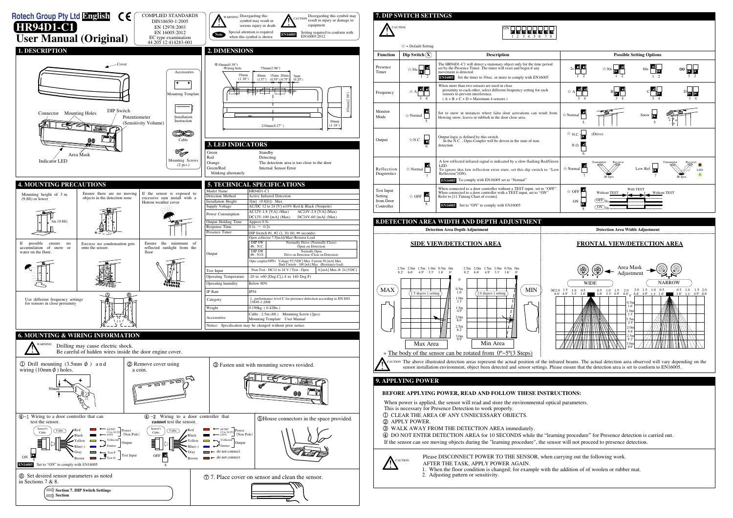Rotech Group Pty Ltd **English** CE

# HR94D1-C1

# User Manual (Original)

COMPLIED STANDARDS
DIN18650-1:2005
EN 12978:2003
EN 16005:2012
EC type examination
44 205 12 414283-001

WARNING: Disregarding this symbol may result in serious injury or death

CAUTION: Disregarding this symbol may result in injury or damage to equipment

Note: Special attention is required when this symbol is shown

EN16005: Setting required to conform with EN16005:2012

## 1. DESCRIPTION

Cover, Connector, Mounting Holes, DIP Switch, Potentiometer (Sensitivity Volume), Indicator LED, Area Mask

Accessories: Mounting Template, Installation Instruction, Cable, Mounting Screws (2 pcs.)

## 2. DIMENSIONS

Φ10mm(0.39") -Wiring hole; 75mm(2.96"); 35mm (1.38"); 40mm (1.57"); 15mm (0.59"); 20mm (0.79"); 5mm (0.20"); 65mm(2.56"); 210mm(8.27"); 30mm (1.18")

## 3. LED INDICATORS

| | |
|---|---|
| Green | Standby |
| Red | Detecting |
| Orange | The detection area is too close to the door |
| Green/Red blinking alternately | Internal Sensor Error |

## 4. MOUNTING PRECAUTIONS

- Mounting height of 3 m (9.8ft) or lower
- Ensure there are no moving objects in the detection zone
- If the sensor is exposed to excessive rain install with a Hotron weather cover
- If possible ensure no accumulation of snow or water on the floor.
- Ensure no condensation gets onto the sensor.
- Ensure the minimum of reflected sunlight from the floor
- Use different frequency settings for sensors in close proximity

## 5. TECHNICAL SPECIFICATIONS

| | |
|---|---|
| Model Name | HR94D1-C1 |
| Detection Method | Active Infrared Detection |
| Installation Height | 3[m] (9.8[ft]) Max |
| Supply Voltage | AC/DC 12 to 24 [V] ±10% Red & Black (Nonpole) |
| Power Consumption | AC12V-1.8 [VA] (Max) AC24V-2.8 [VA] (Max) DC12V-100 [mA] (Max) DC24V-60 [mA] (Max) |
| Output Holding Time | Approx 0.5s |
| Response Time | 0.1s ~ 0.2s |
| Presence Timer | DIP Switch #1, #2 (2, 30, 60, ∞ seconds) |
| Output | Open collector 7.5[mA](Max) Resistor Load; DIP SW #6 : N.C.: Normally Drive (Normally Close) Open on Detection; DIP SW #6 : N.O.: Normally Open Drive on Detection (Close on Detection); Opto coupler(NPN) Voltage:55 [VDC] Max. Current:50 [mA] Max. Dark Current : 100 [nA] Max. (Resistance load) |
| Test Input | Non-Test : DC12 to 24 V / Test : Open; 6 [mA] Max.@ 24 [VDC] |
| Operating Temperature | -20 to +60 [Deg.C],(-4 to 140 Deg.F) |
| Operating humidity | Below 80% |
| IP Rate | IP54 |
| Category | 2 , performance level C for presence detection according to EN ISO 13849-1:2008 |
| Weight | 0.190kg, ( 0.42lbs.) |
| Accessories | Cable : 2.5m (8ft.) Mounting Screw (2pcs) Mounting Template User Manual |

Notice: Specification may be changed without prior notice.

## 6. MOUNTING & WIRING INFORMATION

WARNING: Drilling may cause electric shock. Be careful of hidden wires inside the door engine cover.

① Drill mounting (3.5mm ϕ) and wiring (10mm ϕ) holes. (50mm)

② Remove cover using a coin.

③ Fasten unit with mounting screws provided.

④-1 Wiring to a door controller that can test the sensor.

- Red / Black: AC/DC 12 to 24 [V] ±10% Power (Non Pole)
- Yellow: Collector; Blue(-): Emitter — Output
- Gray: Test-P; Brown: Test-N — Test Input

ON (8) — EN16005: Set to "ON" to comply with EN16005

④-2 Wiring to a door controller that **cannot** test the sensor.

- Red / Black: AC/DC 12 to 24 [V] ±10% Power (Non Pole)
- Yellow: Collector; Blue(-): Emitter — Output
- Gray: do not connect
- Brown: do not connect

OFF (8)

⑤ House connectors in the space provided.

⑥ Set desired sensor parameters as noted in Sections 7 & 8.

Section 7. DIP Switch Settings
Section

⑦ 7. Place cover on sensor and clean the sensor.

## 7. DIP SWITCH SETTINGS

CAUTION

☆ = Default Setting

| Function | Dip Switch | Description | Possible Setting Options |
|---|---|---|---|
| Presence Timer | ☆30s (1 2) | The HR94D1-C1 will detect a stationary object only for the time period set by the Presence Timer. The timer will reset and begin if any movement is detected. EN16005 Set the timer to 30sec. or more to comply with EN16005 | 2s, ☆30s, 60s, ∞ |
| Frequency | ☆A (3 4) | When more than two sensors are used in close proximity to each other, select different frequency setting for each sensors to prevent interference. ( A + B + C + D = Maximum 4 sensors ) | ☆A, B, C, D |
| Monitor Mode | ☆Normal (5) | Set to snow in instances where false door activations can result from blowing snow, leaves or rubbish in the door close area. | ☆Normal, Snow |
| Output | ☆N.C. (6) | Output logic is defined by this switch. In the N.C. , Opto-Coupler will be driven in the state of non-detection. | ☆N.C. (Drive), N.O. |
| Reflection Diagnostics | ☆Normal (7) | A low reflected infrared signal is indicated by a slow flashing Red/Green LED. To ignore this low reflection error state, set this dip switch to "Low Reflection"(ON). EN16005 To comply with EN16005 set to "Normal" | ☆Normal, Low Ref |
| Test Input Setting from Door Controller | ☆OFF (8) | When connected to a door controller without a TEST input, set to "OFF". When connected to a door controller with a TEST input, set to "ON" Refer to [11.Timing Chart of events]. EN16005 Set to "ON" to comply with EN16005 | ☆OFF (Without TEST), ON (With TEST) |

## 8.DETECTION AREA WIDTH AND DEPTH ADJUSTMENT

**Detection Area Depth Adjustment** — SIDE VIEW/DETECTION AREA

MAX: [ 5 degree ] setting — Max Area
MIN: [ 0 degree ] setting — Min Area

» The body of the sensor can be rotated from 0°~5°(3 Steps)

**Detection Area Width Adjustment** — FRONTAL VIEW/DETECTION AREA

Area Mask Adjustment: WIDE / NARROW

CAUTION: The above illustrated detection areas represent the actual position of the infrared beams. The actual detection area observed will vary depending on the sensor installation environment, object been detected and sensor settings. Please ensure that the detection area is set to conform to EN16005.

## 9. APPLYING POWER

**BEFORE APPLYING POWER, READ AND FOLLOW THESE INSTRUCTIONS:**

When power is applied, the sensor will read and store the environmental optical parameters.
This is necessary for Presence Detection to work properly.

① CLEAR THE AREA OF ANY UNNECESSARY OBJECTS.
② APPLY POWER.
③ WALK AWAY FROM THE DETECTION AREA immediately.
④ DO NOT ENTER DETECTION AREA for 10 SECONDS while the "learning procedure" for Presence detection is carried out.

If the sensor can see moving objects during the "learning procedure", the sensor will not proceed to presence detection.

CAUTION: Please DISCONNECT POWER TO THE SENSOR, when carrying out the following work.
AFTER THE TASK, APPLY POWER AGAIN.

1. When the floor condition is changed; for example with the addition of of woolen or rubber mat.
2. Adjusting pattern or sensitivity.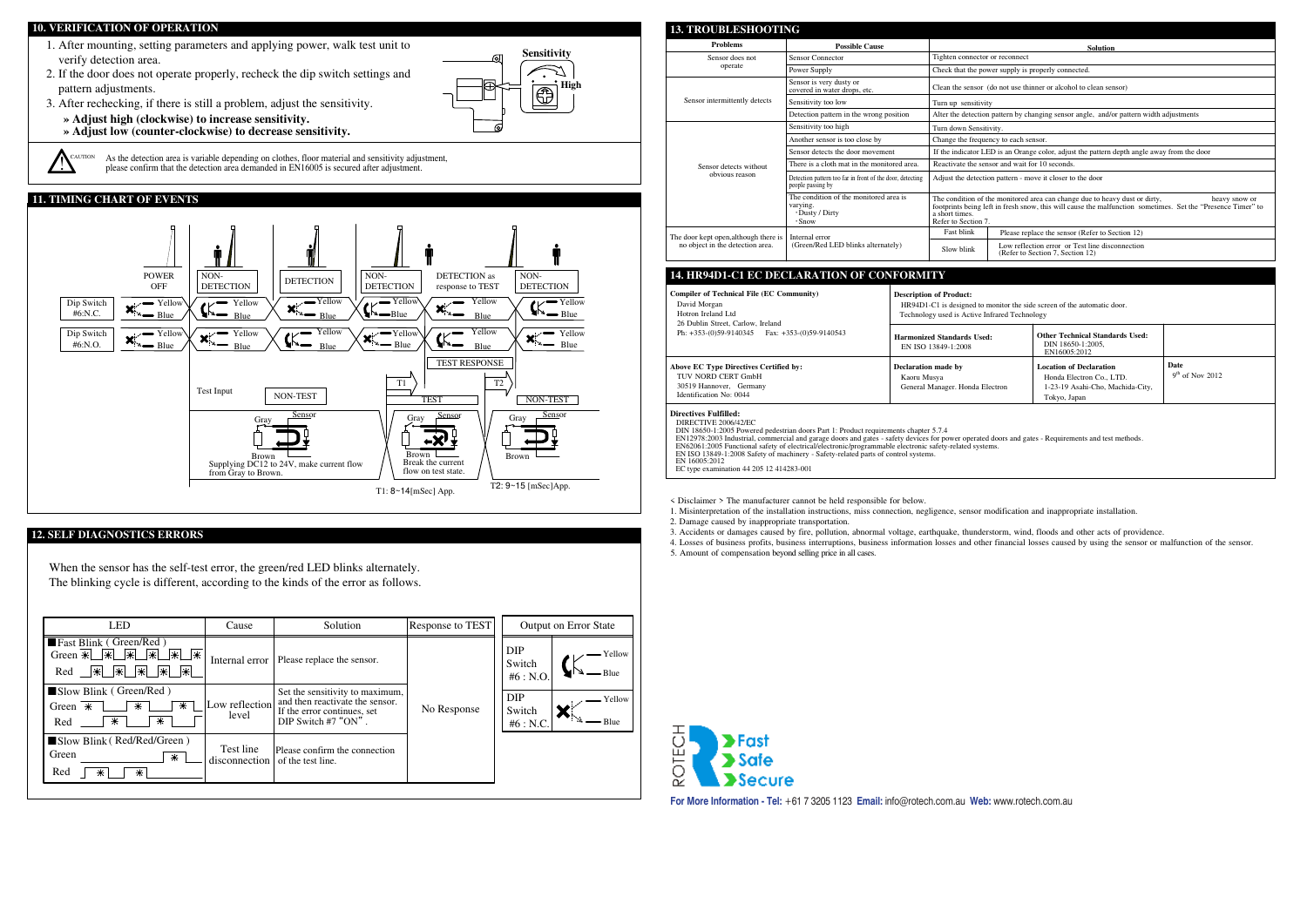## 10. VERIFICATION OF OPERATION

1. After mounting, setting parameters and applying power, walk test unit to verify detection area.
2. If the door does not operate properly, recheck the dip switch settings and pattern adjustments.
3. After rechecking, if there is still a problem, adjust the sensitivity.
   - **» Adjust high (clockwise) to increase sensitivity.**
   - **» Adjust low (counter-clockwise) to decrease sensitivity.**

Sensitivity
High

CAUTION: As the detection area is variable depending on clothes, floor material and sensitivity adjustment, please confirm that the detection area demanded in EN16005 is secured after adjustment.

## 11. TIMING CHART OF EVENTS

POWER OFF
NON-DETECTION
DETECTION
NON-DETECTION
DETECTION as response to TEST
NON-DETECTION

Dip Switch #6:N.C.
Dip Switch #6:N.O.
Yellow
Blue

TEST RESPONSE
T1
T2
Test Input
NON-TEST
TEST
NON-TEST

Gray
Sensor
Brown
Supplying DC12 to 24V, make current flow from Gray to Brown.
Break the current flow on test state.

T1: 8~14[mSec] App.
T2: 9~15 [mSec]App.

## 12. SELF DIAGNOSTICS ERRORS

When the sensor has the self-test error, the green/red LED blinks alternately.
The blinking cycle is different, according to the kinds of the error as follows.

| LED | Cause | Solution | Response to TEST | Output on Error State |
|---|---|---|---|---|
| ■Fast Blink ( Green/Red ) | Internal error | Please replace the sensor. | No Response | DIP Switch #6 : N.O. |
| ■Slow Blink ( Green/Red ) | Low reflection level | Set the sensitivity to maximum, and then reactivate the sensor. If the error continues, set DIP Switch #7 "ON". | | DIP Switch #6 : N.C. |
| ■Slow Blink ( Red/Red/Green ) | Test line disconnection | Please confirm the connection of the test line. | | |

## 13. TROUBLESHOOTING

| Problems | Possible Cause | Solution | |
|---|---|---|---|
| Sensor does not operate | Sensor Connector | Tighten connector or reconnect | |
| | Power Supply | Check that the power supply is properly connected. | |
| Sensor intermittently detects | Sensor is very dusty or covered in water drops, etc. | Clean the sensor (do not use thinner or alcohol to clean sensor) | |
| | Sensitivity too low | Turn up sensitivity | |
| | Detection pattern in the wrong position | Alter the detection pattern by changing sensor angle, and/or pattern width adjustments | |
| Sensor detects without obvious reason | Sensitivity too high | Turn down Sensitivity. | |
| | Another sensor is too close by | Change the frequency to each sensor. | |
| | Sensor detects the door movement | If the indicator LED is an Orange color, adjust the pattern depth angle away from the door | |
| | There is a cloth mat in the monitored area. | Reactivate the sensor and wait for 10 seconds. | |
| | Detection pattern too far in front of the door, detecting people passing by | Adjust the detection pattern - move it closer to the door | |
| | The condition of the monitored area is varying. ・Dusty / Dirty ・Snow | The condition of the monitored area can change due to heavy dust or dirty, heavy snow or footprints being left in fresh snow, this will cause the malfunction sometimes. Set the "Presence Timer" to a short times. Refer to Section 7. | |
| The door kept open,although there is no object in the detection area. | Internal error (Green/Red LED blinks alternately) | Fast blink | Please replace the sensor (Refer to Section 12) |
| | | Slow blink | Low reflection error or Test line disconnection (Refer to Section 7, Section 12) |

## 14. HR94D1-C1 EC DECLARATION OF CONFORMITY

**Compiler of Technical File (EC Community)**
David Morgan
Hotron Ireland Ltd
26 Dublin Street, Carlow, Ireland
Ph: +353-(0)59-9140345 Fax: +353-(0)59-9140543

**Description of Product:**
HR94D1-C1 is designed to monitor the side screen of the automatic door.
Technology used is Active Infrared Technology

**Harmonized Standards Used:**
EN ISO 13849-1:2008

**Other Technical Standards Used:**
DIN 18650-1:2005,
EN16005:2012

**Above EC Type Directives Certified by:**
TUV NORD CERT GmbH
30519 Hannover, Germany
Identification No: 0044

**Declaration made by**
Kaoru Musya
General Manager. Honda Electron

**Location of Declaration**
Honda Electron Co., LTD.
1-23-19 Asahi-Cho, Machida-City, Tokyo, Japan

**Date**
9th of Nov 2012

**Directives Fulfilled:**
DIRECTIVE 2006/42/EC
DIN 18650-1:2005 Powered pedestrian doors Part 1: Product requirements chapter 5.7.4
EN12978:2003 Industrial, commercial and garage doors and gates - safety devices for power operated doors and gates - Requirements and test methods.
EN62061:2005 Functional safety of electrical/electronic/programmable electronic safety-related systems.
EN ISO 13849-1:2008 Safety of machinery - Safety-related parts of control systems.
EN 16005:2012
EC type examination 44 205 12 414283-001

< Disclaimer > The manufacturer cannot be held responsible for below.

1. Misinterpretation of the installation instructions, miss connection, negligence, sensor modification and inappropriate installation.
2. Damage caused by inappropriate transportation.
3. Accidents or damages caused by fire, pollution, abnormal voltage, earthquake, thunderstorm, wind, floods and other acts of providence.
4. Losses of business profits, business interruptions, business information losses and other financial losses caused by using the sensor or malfunction of the sensor.
5. Amount of compensation beyond selling price in all cases.

ROTECH Fast Safe Secure

**For More Information - Tel:** +61 7 3205 1123 **Email:** info@rotech.com.au **Web:** www.rotech.com.au